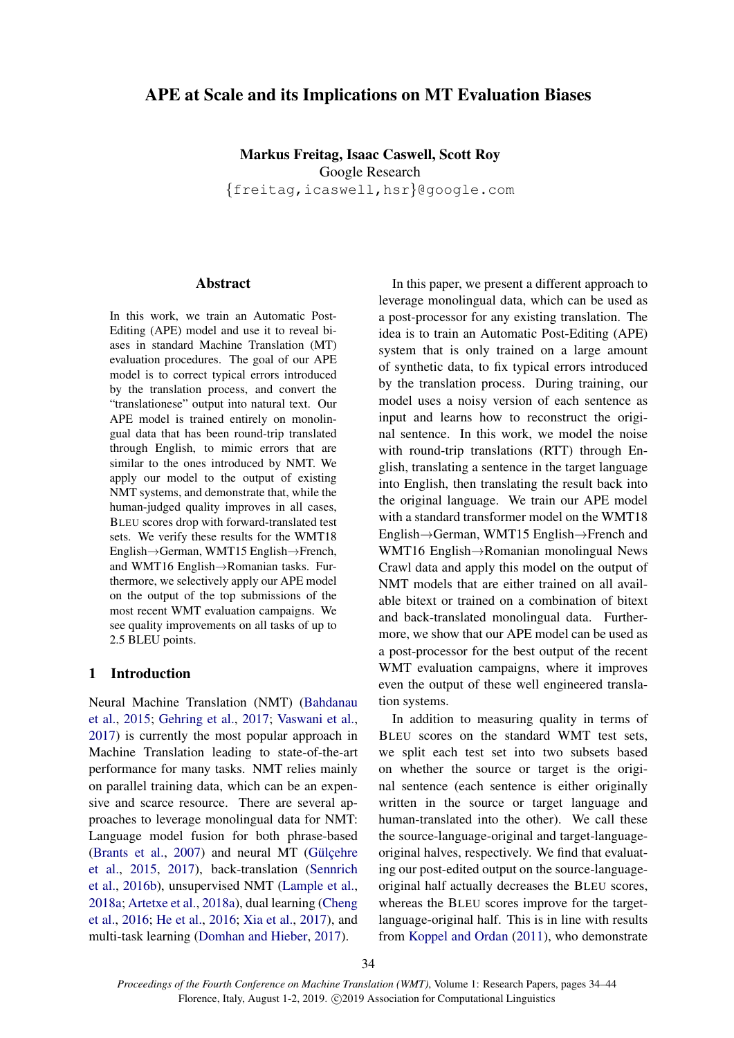# APE at Scale and its Implications on MT Evaluation Biases

**Markus Freitag, Isaac Caswell, Scott Roy**
Google Research
{freitag,icaswell,hsr}@google.com

## Abstract

In this work, we train an Automatic Post-Editing (APE) model and use it to reveal biases in standard Machine Translation (MT) evaluation procedures. The goal of our APE model is to correct typical errors introduced by the translation process, and convert the "translationese" output into natural text. Our APE model is trained entirely on monolingual data that has been round-trip translated through English, to mimic errors that are similar to the ones introduced by NMT. We apply our model to the output of existing NMT systems, and demonstrate that, while the human-judged quality improves in all cases, BLEU scores drop with forward-translated test sets. We verify these results for the WMT18 English→German, WMT15 English→French, and WMT16 English→Romanian tasks. Furthermore, we selectively apply our APE model on the output of the top submissions of the most recent WMT evaluation campaigns. We see quality improvements on all tasks of up to 2.5 BLEU points.

## 1 Introduction

Neural Machine Translation (NMT) (Bahdanau et al., 2015; Gehring et al., 2017; Vaswani et al., 2017) is currently the most popular approach in Machine Translation leading to state-of-the-art performance for many tasks. NMT relies mainly on parallel training data, which can be an expensive and scarce resource. There are several approaches to leverage monolingual data for NMT: Language model fusion for both phrase-based (Brants et al., 2007) and neural MT (Gülçehre et al., 2015, 2017), back-translation (Sennrich et al., 2016b), unsupervised NMT (Lample et al., 2018a; Artetxe et al., 2018a), dual learning (Cheng et al., 2016; He et al., 2016; Xia et al., 2017), and multi-task learning (Domhan and Hieber, 2017).

In this paper, we present a different approach to leverage monolingual data, which can be used as a post-processor for any existing translation. The idea is to train an Automatic Post-Editing (APE) system that is only trained on a large amount of synthetic data, to fix typical errors introduced by the translation process. During training, our model uses a noisy version of each sentence as input and learns how to reconstruct the original sentence. In this work, we model the noise with round-trip translations (RTT) through English, translating a sentence in the target language into English, then translating the result back into the original language. We train our APE model with a standard transformer model on the WMT18 English→German, WMT15 English→French and WMT16 English→Romanian monolingual News Crawl data and apply this model on the output of NMT models that are either trained on all available bitext or trained on a combination of bitext and back-translated monolingual data. Furthermore, we show that our APE model can be used as a post-processor for the best output of the recent WMT evaluation campaigns, where it improves even the output of these well engineered translation systems.

In addition to measuring quality in terms of BLEU scores on the standard WMT test sets, we split each test set into two subsets based on whether the source or target is the original sentence (each sentence is either originally written in the source or target language and human-translated into the other). We call these the source-language-original and target-language-original halves, respectively. We find that evaluating our post-edited output on the source-language-original half actually decreases the BLEU scores, whereas the BLEU scores improve for the target-language-original half. This is in line with results from Koppel and Ordan (2011), who demonstrate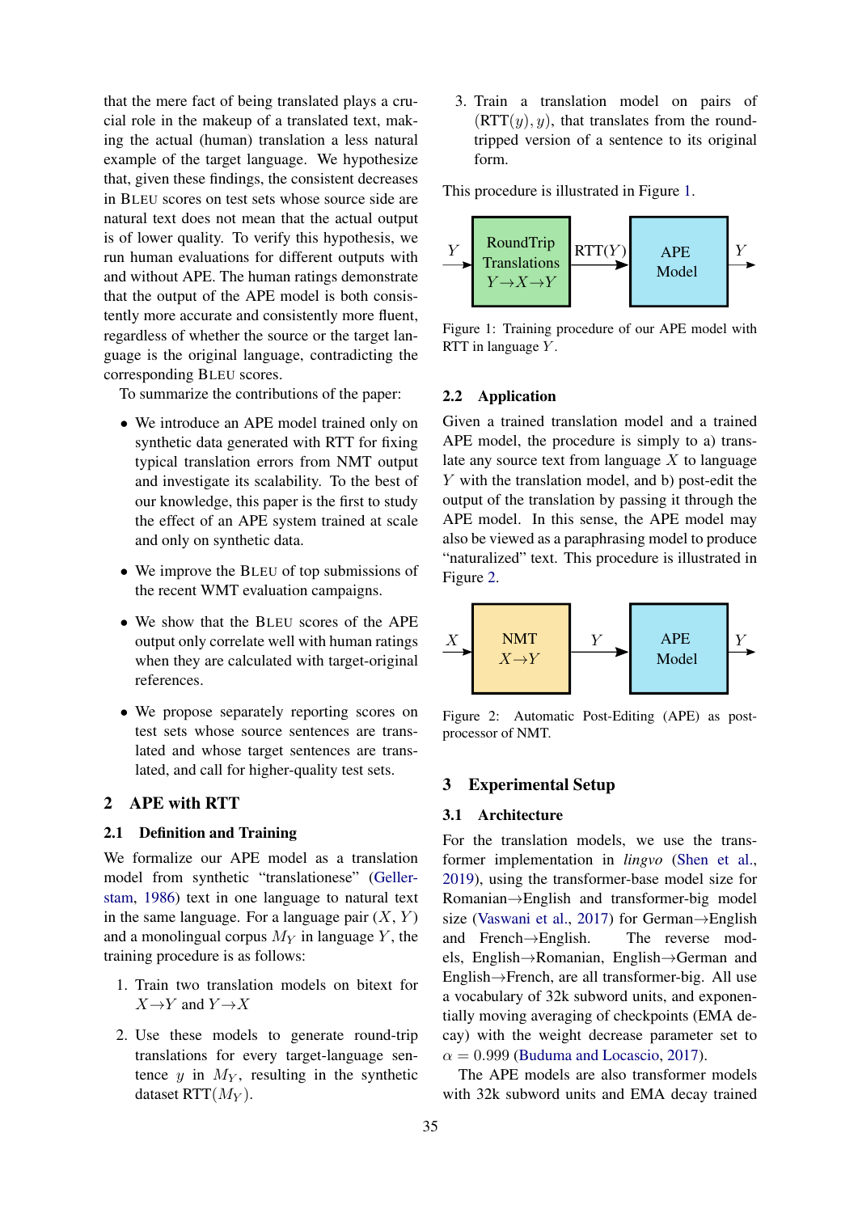that the mere fact of being translated plays a crucial role in the makeup of a translated text, making the actual (human) translation a less natural example of the target language. We hypothesize that, given these findings, the consistent decreases in BLEU scores on test sets whose source side are natural text does not mean that the actual output is of lower quality. To verify this hypothesis, we run human evaluations for different outputs with and without APE. The human ratings demonstrate that the output of the APE model is both consistently more accurate and consistently more fluent, regardless of whether the source or the target language is the original language, contradicting the corresponding BLEU scores.

To summarize the contributions of the paper:

- We introduce an APE model trained only on synthetic data generated with RTT for fixing typical translation errors from NMT output and investigate its scalability. To the best of our knowledge, this paper is the first to study the effect of an APE system trained at scale and only on synthetic data.
- We improve the BLEU of top submissions of the recent WMT evaluation campaigns.
- We show that the BLEU scores of the APE output only correlate well with human ratings when they are calculated with target-original references.
- We propose separately reporting scores on test sets whose source sentences are translated and whose target sentences are translated, and call for higher-quality test sets.

## 2 APE with RTT

### 2.1 Definition and Training

We formalize our APE model as a translation model from synthetic "translationese" (Gellerstam, 1986) text in one language to natural text in the same language. For a language pair $(X, Y)$ and a monolingual corpus $M_Y$ in language $Y$, the training procedure is as follows:

1. Train two translation models on bitext for $X \rightarrow Y$ and $Y \rightarrow X$
2. Use these models to generate round-trip translations for every target-language sentence $y$ in $M_Y$, resulting in the synthetic dataset $\text{RTT}(M_Y)$.
3. Train a translation model on pairs of $(\text{RTT}(y), y)$, that translates from the round-tripped version of a sentence to its original form.

This procedure is illustrated in Figure 1.

Figure 1: Training procedure of our APE model with RTT in language $Y$.

### 2.2 Application

Given a trained translation model and a trained APE model, the procedure is simply to a) translate any source text from language $X$ to language $Y$ with the translation model, and b) post-edit the output of the translation by passing it through the APE model. In this sense, the APE model may also be viewed as a paraphrasing model to produce "naturalized" text. This procedure is illustrated in Figure 2.

Figure 2: Automatic Post-Editing (APE) as post-processor of NMT.

## 3 Experimental Setup

### 3.1 Architecture

For the translation models, we use the transformer implementation in *lingvo* (Shen et al., 2019), using the transformer-base model size for Romanian→English and transformer-big model size (Vaswani et al., 2017) for German→English and French→English. The reverse models, English→Romanian, English→German and English→French, are all transformer-big. All use a vocabulary of 32k subword units, and exponentially moving averaging of checkpoints (EMA decay) with the weight decrease parameter set to $\alpha = 0.999$ (Buduma and Locascio, 2017).

The APE models are also transformer models with 32k subword units and EMA decay trained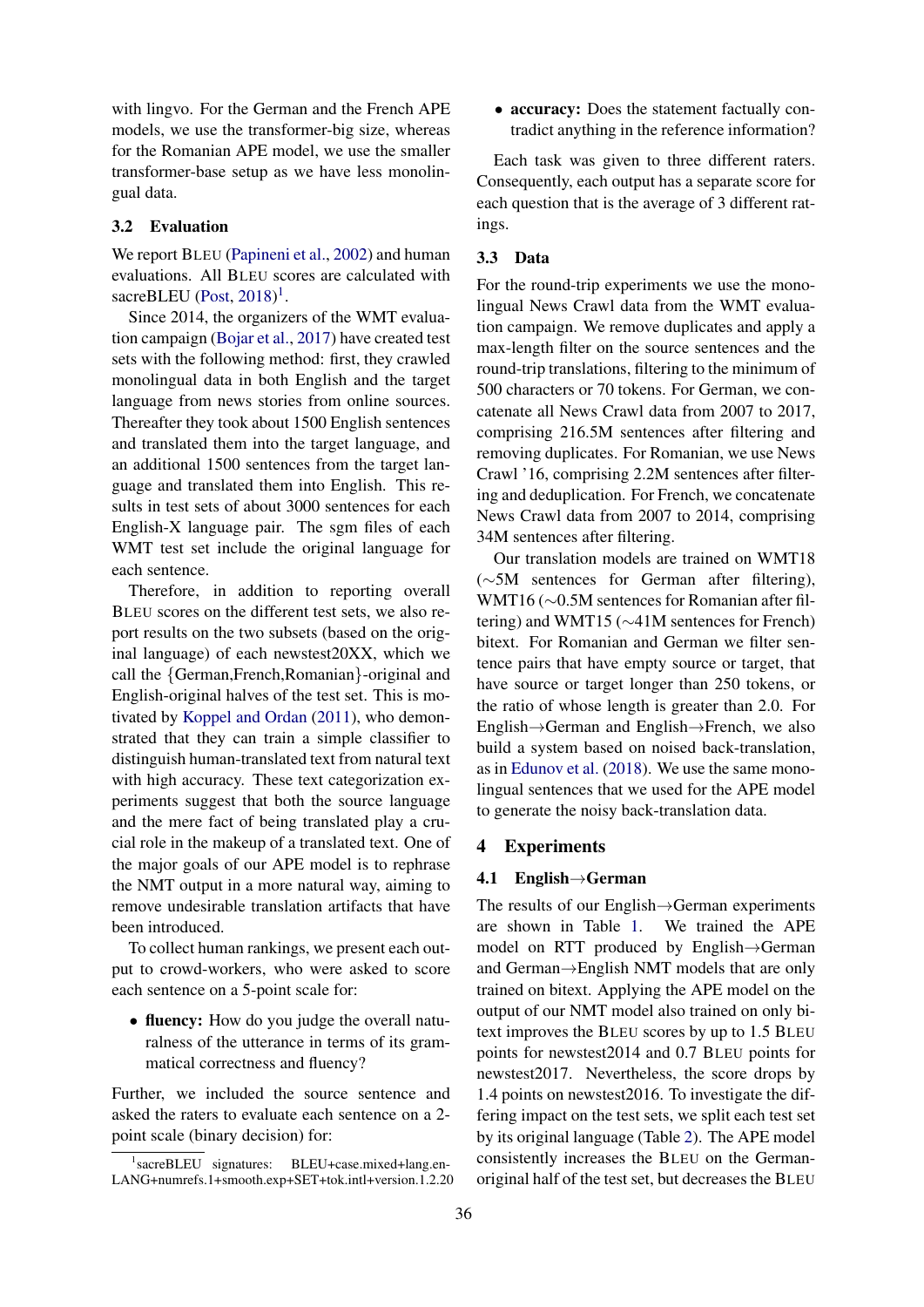with lingvo. For the German and the French APE models, we use the transformer-big size, whereas for the Romanian APE model, we use the smaller transformer-base setup as we have less monolingual data.

### 3.2 Evaluation

We report BLEU (Papineni et al., 2002) and human evaluations. All BLEU scores are calculated with sacreBLEU (Post, 2018)[1].

Since 2014, the organizers of the WMT evaluation campaign (Bojar et al., 2017) have created test sets with the following method: first, they crawled monolingual data in both English and the target language from news stories from online sources. Thereafter they took about 1500 English sentences and translated them into the target language, and an additional 1500 sentences from the target language and translated them into English. This results in test sets of about 3000 sentences for each English-X language pair. The sgm files of each WMT test set include the original language for each sentence.

Therefore, in addition to reporting overall BLEU scores on the different test sets, we also report results on the two subsets (based on the original language) of each newstest20XX, which we call the {German,French,Romanian}-original and English-original halves of the test set. This is motivated by Koppel and Ordan (2011), who demonstrated that they can train a simple classifier to distinguish human-translated text from natural text with high accuracy. These text categorization experiments suggest that both the source language and the mere fact of being translated play a crucial role in the makeup of a translated text. One of the major goals of our APE model is to rephrase the NMT output in a more natural way, aiming to remove undesirable translation artifacts that have been introduced.

To collect human rankings, we present each output to crowd-workers, who were asked to score each sentence on a 5-point scale for:

- **fluency:** How do you judge the overall naturalness of the utterance in terms of its grammatical correctness and fluency?

Further, we included the source sentence and asked the raters to evaluate each sentence on a 2-point scale (binary decision) for:

- **accuracy:** Does the statement factually contradict anything in the reference information?

Each task was given to three different raters. Consequently, each output has a separate score for each question that is the average of 3 different ratings.

### 3.3 Data

For the round-trip experiments we use the monolingual News Crawl data from the WMT evaluation campaign. We remove duplicates and apply a max-length filter on the source sentences and the round-trip translations, filtering to the minimum of 500 characters or 70 tokens. For German, we concatenate all News Crawl data from 2007 to 2017, comprising 216.5M sentences after filtering and removing duplicates. For Romanian, we use News Crawl '16, comprising 2.2M sentences after filtering and deduplication. For French, we concatenate News Crawl data from 2007 to 2014, comprising 34M sentences after filtering.

Our translation models are trained on WMT18 ($\sim$5M sentences for German after filtering), WMT16 ($\sim$0.5M sentences for Romanian after filtering) and WMT15 ($\sim$41M sentences for French) bitext. For Romanian and German we filter sentence pairs that have empty source or target, that have source or target longer than 250 tokens, or the ratio of whose length is greater than 2.0. For English$\rightarrow$German and English$\rightarrow$French, we also build a system based on noised back-translation, as in Edunov et al. (2018). We use the same monolingual sentences that we used for the APE model to generate the noisy back-translation data.

## 4 Experiments

### 4.1 English$\rightarrow$German

The results of our English$\rightarrow$German experiments are shown in Table 1. We trained the APE model on RTT produced by English$\rightarrow$German and German$\rightarrow$English NMT models that are only trained on bitext. Applying the APE model on the output of our NMT model also trained on only bitext improves the BLEU scores by up to 1.5 BLEU points for newstest2014 and 0.7 BLEU points for newstest2017. Nevertheless, the score drops by 1.4 points on newstest2016. To investigate the differing impact on the test sets, we split each test set by its original language (Table 2). The APE model consistently increases the BLEU on the German-original half of the test set, but decreases the BLEU

[1] sacreBLEU signatures: BLEU+case.mixed+lang.en-LANG+numrefs.1+smooth.exp+SET+tok.intl+version.1.2.20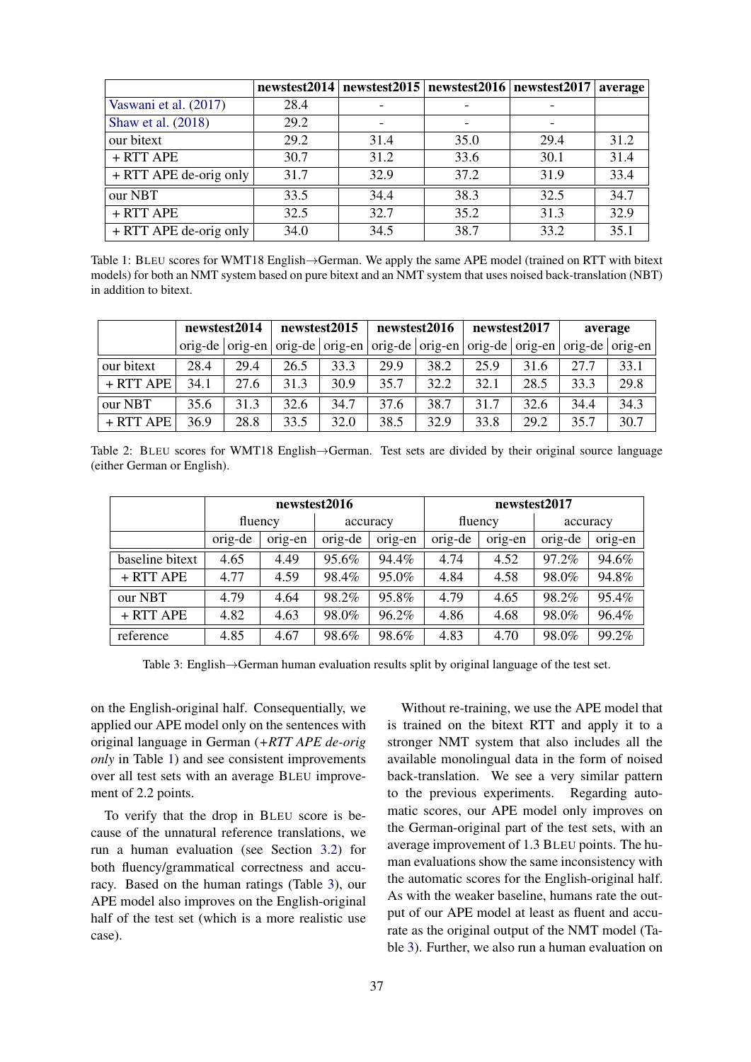| | newstest2014 | newstest2015 | newstest2016 | newstest2017 | average |
|---|---|---|---|---|---|
| Vaswani et al. (2017) | 28.4 | - | - | - | |
| Shaw et al. (2018) | 29.2 | - | - | - | |
| our bitext | 29.2 | 31.4 | 35.0 | 29.4 | 31.2 |
| + RTT APE | 30.7 | 31.2 | 33.6 | 30.1 | 31.4 |
| + RTT APE de-orig only | 31.7 | 32.9 | 37.2 | 31.9 | 33.4 |
| our NBT | 33.5 | 34.4 | 38.3 | 32.5 | 34.7 |
| + RTT APE | 32.5 | 32.7 | 35.2 | 31.3 | 32.9 |
| + RTT APE de-orig only | 34.0 | 34.5 | 38.7 | 33.2 | 35.1 |

Table 1: BLEU scores for WMT18 English→German. We apply the same APE model (trained on RTT with bitext models) for both an NMT system based on pure bitext and an NMT system that uses noised back-translation (NBT) in addition to bitext.

| | newstest2014 | | newstest2015 | | newstest2016 | | newstest2017 | | average | |
|---|---|---|---|---|---|---|---|---|---|---|
| | orig-de | orig-en | orig-de | orig-en | orig-de | orig-en | orig-de | orig-en | orig-de | orig-en |
| our bitext | 28.4 | 29.4 | 26.5 | 33.3 | 29.9 | 38.2 | 25.9 | 31.6 | 27.7 | 33.1 |
| + RTT APE | 34.1 | 27.6 | 31.3 | 30.9 | 35.7 | 32.2 | 32.1 | 28.5 | 33.3 | 29.8 |
| our NBT | 35.6 | 31.3 | 32.6 | 34.7 | 37.6 | 38.7 | 31.7 | 32.6 | 34.4 | 34.3 |
| + RTT APE | 36.9 | 28.8 | 33.5 | 32.0 | 38.5 | 32.9 | 33.8 | 29.2 | 35.7 | 30.7 |

Table 2: BLEU scores for WMT18 English→German. Test sets are divided by their original source language (either German or English).

| | newstest2016 | | | | newstest2017 | | | |
|---|---|---|---|---|---|---|---|---|
| | fluency | | accuracy | | fluency | | accuracy | |
| | orig-de | orig-en | orig-de | orig-en | orig-de | orig-en | orig-de | orig-en |
| baseline bitext | 4.65 | 4.49 | 95.6% | 94.4% | 4.74 | 4.52 | 97.2% | 94.6% |
| + RTT APE | 4.77 | 4.59 | 98.4% | 95.0% | 4.84 | 4.58 | 98.0% | 94.8% |
| our NBT | 4.79 | 4.64 | 98.2% | 95.8% | 4.79 | 4.65 | 98.2% | 95.4% |
| + RTT APE | 4.82 | 4.63 | 98.0% | 96.2% | 4.86 | 4.68 | 98.0% | 96.4% |
| reference | 4.85 | 4.67 | 98.6% | 98.6% | 4.83 | 4.70 | 98.0% | 99.2% |

Table 3: English→German human evaluation results split by original language of the test set.

on the English-original half. Consequentially, we applied our APE model only on the sentences with original language in German (*+RTT APE de-orig only* in Table 1) and see consistent improvements over all test sets with an average BLEU improvement of 2.2 points.

To verify that the drop in BLEU score is because of the unnatural reference translations, we run a human evaluation (see Section 3.2) for both fluency/grammatical correctness and accuracy. Based on the human ratings (Table 3), our APE model also improves on the English-original half of the test set (which is a more realistic use case).

Without re-training, we use the APE model that is trained on the bitext RTT and apply it to a stronger NMT system that also includes all the available monolingual data in the form of noised back-translation. We see a very similar pattern to the previous experiments. Regarding automatic scores, our APE model only improves on the German-original part of the test sets, with an average improvement of 1.3 BLEU points. The human evaluations show the same inconsistency with the automatic scores for the English-original half. As with the weaker baseline, humans rate the output of our APE model at least as fluent and accurate as the original output of the NMT model (Table 3). Further, we also run a human evaluation on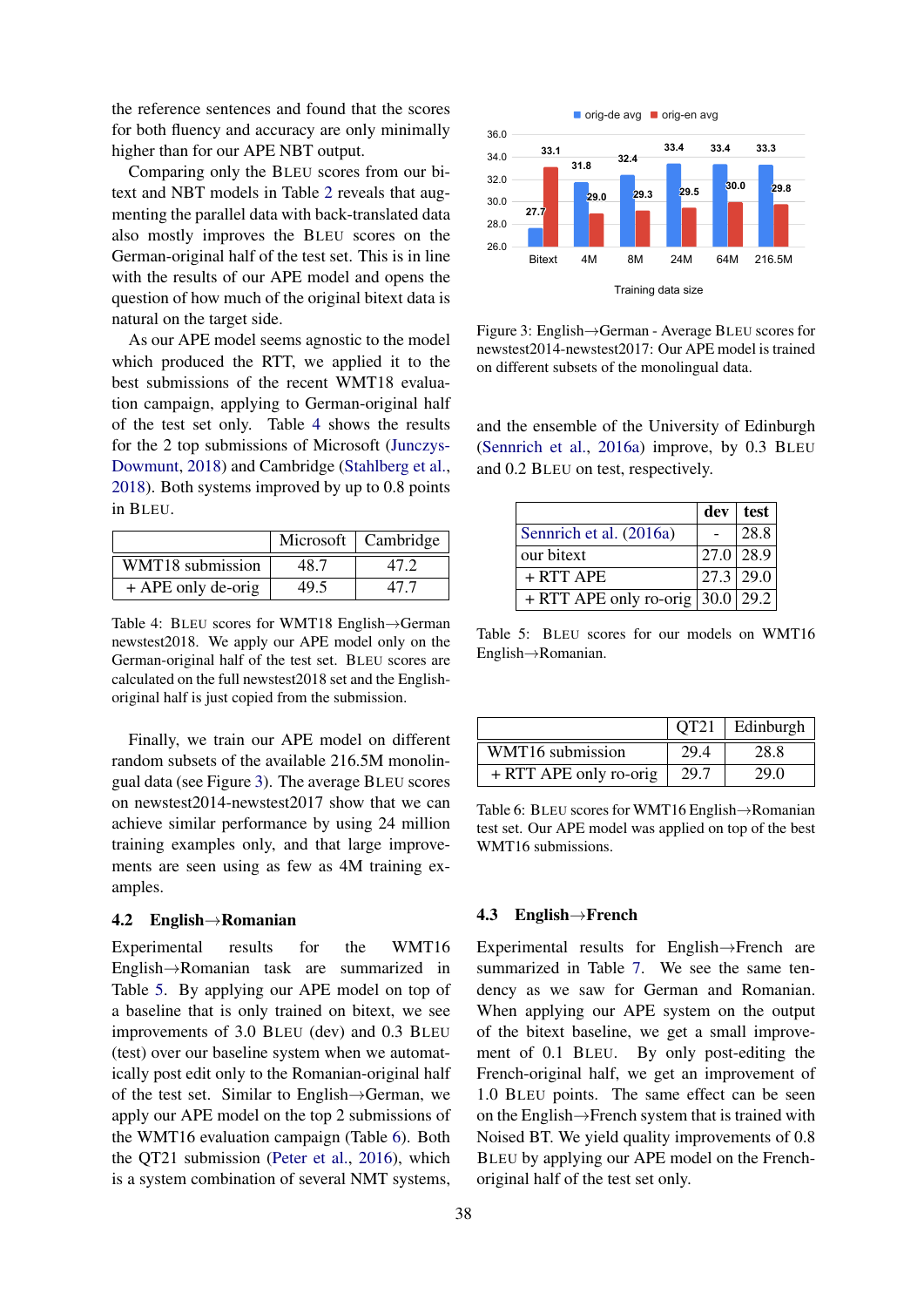the reference sentences and found that the scores for both fluency and accuracy are only minimally higher than for our APE NBT output.

Comparing only the BLEU scores from our bitext and NBT models in Table 2 reveals that augmenting the parallel data with back-translated data also mostly improves the BLEU scores on the German-original half of the test set. This is in line with the results of our APE model and opens the question of how much of the original bitext data is natural on the target side.

As our APE model seems agnostic to the model which produced the RTT, we applied it to the best submissions of the recent WMT18 evaluation campaign, applying to German-original half of the test set only. Table 4 shows the results for the 2 top submissions of Microsoft (Junczys-Dowmunt, 2018) and Cambridge (Stahlberg et al., 2018). Both systems improved by up to 0.8 points in BLEU.

| | Microsoft | Cambridge |
|---|---|---|
| WMT18 submission | 48.7 | 47.2 |
| + APE only de-orig | 49.5 | 47.7 |

Table 4: BLEU scores for WMT18 English→German newstest2018. We apply our APE model only on the German-original half of the test set. BLEU scores are calculated on the full newstest2018 set and the English-original half is just copied from the submission.

Finally, we train our APE model on different random subsets of the available 216.5M monolingual data (see Figure 3). The average BLEU scores on newstest2014-newstest2017 show that we can achieve similar performance by using 24 million training examples only, and that large improvements are seen using as few as 4M training examples.

Figure 3: English→German - Average BLEU scores for newstest2014-newstest2017: Our APE model is trained on different subsets of the monolingual data.

### 4.2 English→Romanian

Experimental results for the WMT16 English→Romanian task are summarized in Table 5. By applying our APE model on top of a baseline that is only trained on bitext, we see improvements of 3.0 BLEU (dev) and 0.3 BLEU (test) over our baseline system when we automatically post edit only to the Romanian-original half of the test set. Similar to English→German, we apply our APE model on the top 2 submissions of the WMT16 evaluation campaign (Table 6). Both the QT21 submission (Peter et al., 2016), which is a system combination of several NMT systems, and the ensemble of the University of Edinburgh (Sennrich et al., 2016a) improve, by 0.3 BLEU and 0.2 BLEU on test, respectively.

| | dev | test |
|---|---|---|
| Sennrich et al. (2016a) | - | 28.8 |
| our bitext | 27.0 | 28.9 |
| + RTT APE | 27.3 | 29.0 |
| + RTT APE only ro-orig | 30.0 | 29.2 |

Table 5: BLEU scores for our models on WMT16 English→Romanian.

| | QT21 | Edinburgh |
|---|---|---|
| WMT16 submission | 29.4 | 28.8 |
| + RTT APE only ro-orig | 29.7 | 29.0 |

Table 6: BLEU scores for WMT16 English→Romanian test set. Our APE model was applied on top of the best WMT16 submissions.

### 4.3 English→French

Experimental results for English→French are summarized in Table 7. We see the same tendency as we saw for German and Romanian. When applying our APE system on the output of the bitext baseline, we get a small improvement of 0.1 BLEU. By only post-editing the French-original half, we get an improvement of 1.0 BLEU points. The same effect can be seen on the English→French system that is trained with Noised BT. We yield quality improvements of 0.8 BLEU by applying our APE model on the French-original half of the test set only.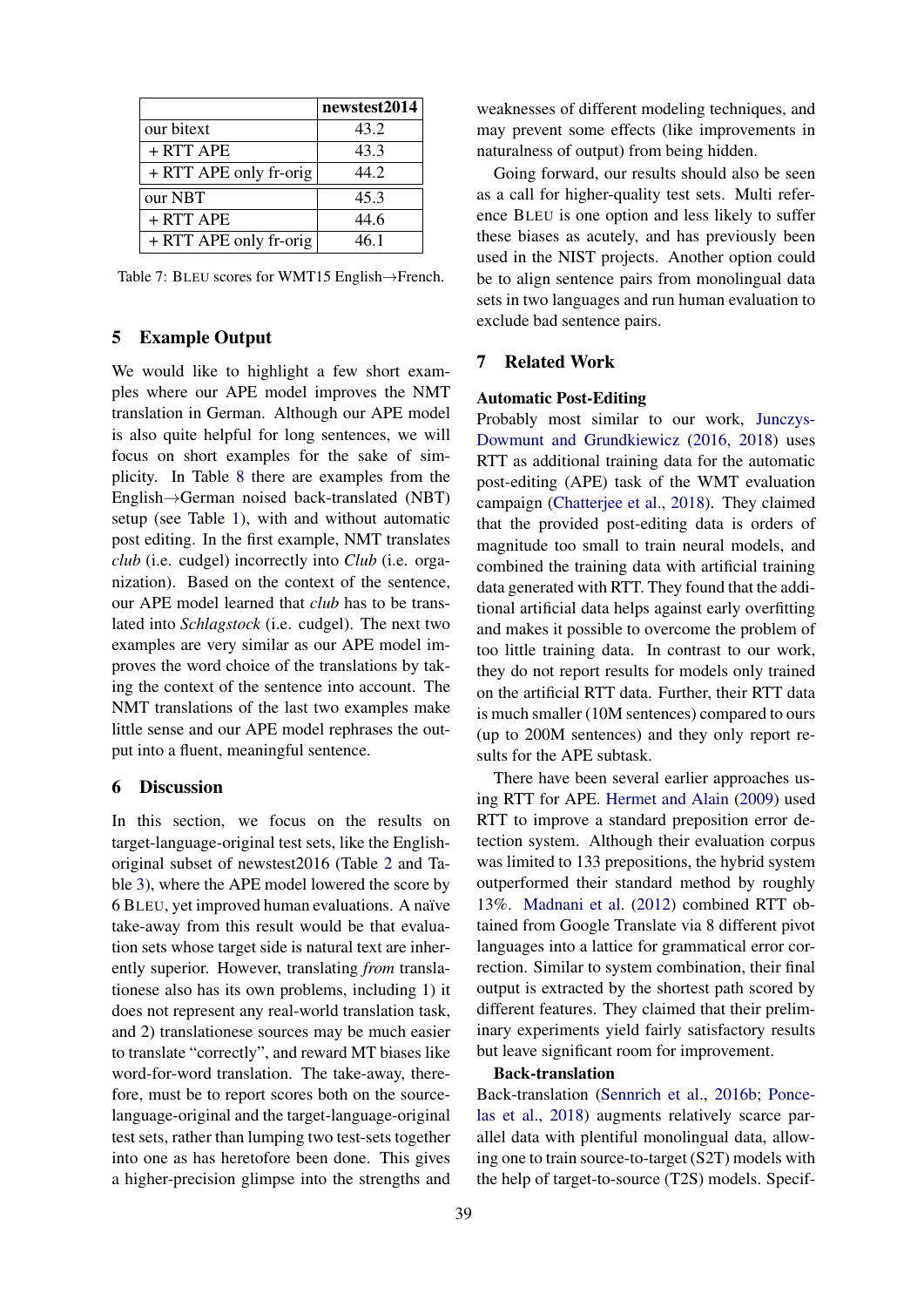| | newstest2014 |
|---|---|
| our bitext | 43.2 |
| + RTT APE | 43.3 |
| + RTT APE only fr-orig | 44.2 |
| our NBT | 45.3 |
| + RTT APE | 44.6 |
| + RTT APE only fr-orig | 46.1 |

Table 7: BLEU scores for WMT15 English→French.

## 5 Example Output

We would like to highlight a few short examples where our APE model improves the NMT translation in German. Although our APE model is also quite helpful for long sentences, we will focus on short examples for the sake of simplicity. In Table 8 there are examples from the English→German noised back-translated (NBT) setup (see Table 1), with and without automatic post editing. In the first example, NMT translates *club* (i.e. cudgel) incorrectly into *Club* (i.e. organization). Based on the context of the sentence, our APE model learned that *club* has to be translated into *Schlagstock* (i.e. cudgel). The next two examples are very similar as our APE model improves the word choice of the translations by taking the context of the sentence into account. The NMT translations of the last two examples make little sense and our APE model rephrases the output into a fluent, meaningful sentence.

## 6 Discussion

In this section, we focus on the results on target-language-original test sets, like the English-original subset of newstest2016 (Table 2 and Table 3), where the APE model lowered the score by 6 BLEU, yet improved human evaluations. A naïve take-away from this result would be that evaluation sets whose target side is natural text are inherently superior. However, translating *from* translationese also has its own problems, including 1) it does not represent any real-world translation task, and 2) translationese sources may be much easier to translate "correctly", and reward MT biases like word-for-word translation. The take-away, therefore, must be to report scores both on the source-language-original and the target-language-original test sets, rather than lumping two test-sets together into one as has heretofore been done. This gives a higher-precision glimpse into the strengths and weaknesses of different modeling techniques, and may prevent some effects (like improvements in naturalness of output) from being hidden.

Going forward, our results should also be seen as a call for higher-quality test sets. Multi reference BLEU is one option and less likely to suffer these biases as acutely, and has previously been used in the NIST projects. Another option could be to align sentence pairs from monolingual data sets in two languages and run human evaluation to exclude bad sentence pairs.

## 7 Related Work

### Automatic Post-Editing

Probably most similar to our work, Junczys-Dowmunt and Grundkiewicz (2016, 2018) uses RTT as additional training data for the automatic post-editing (APE) task of the WMT evaluation campaign (Chatterjee et al., 2018). They claimed that the provided post-editing data is orders of magnitude too small to train neural models, and combined the training data with artificial training data generated with RTT. They found that the additional artificial data helps against early overfitting and makes it possible to overcome the problem of too little training data. In contrast to our work, they do not report results for models only trained on the artificial RTT data. Further, their RTT data is much smaller (10M sentences) compared to ours (up to 200M sentences) and they only report results for the APE subtask.

There have been several earlier approaches using RTT for APE. Hermet and Alain (2009) used RTT to improve a standard preposition error detection system. Although their evaluation corpus was limited to 133 prepositions, the hybrid system outperformed their standard method by roughly 13%. Madnani et al. (2012) combined RTT obtained from Google Translate via 8 different pivot languages into a lattice for grammatical error correction. Similar to system combination, their final output is extracted by the shortest path scored by different features. They claimed that their preliminary experiments yield fairly satisfactory results but leave significant room for improvement.

### Back-translation

Back-translation (Sennrich et al., 2016b; Poncelas et al., 2018) augments relatively scarce parallel data with plentiful monolingual data, allowing one to train source-to-target (S2T) models with the help of target-to-source (T2S) models. Specif-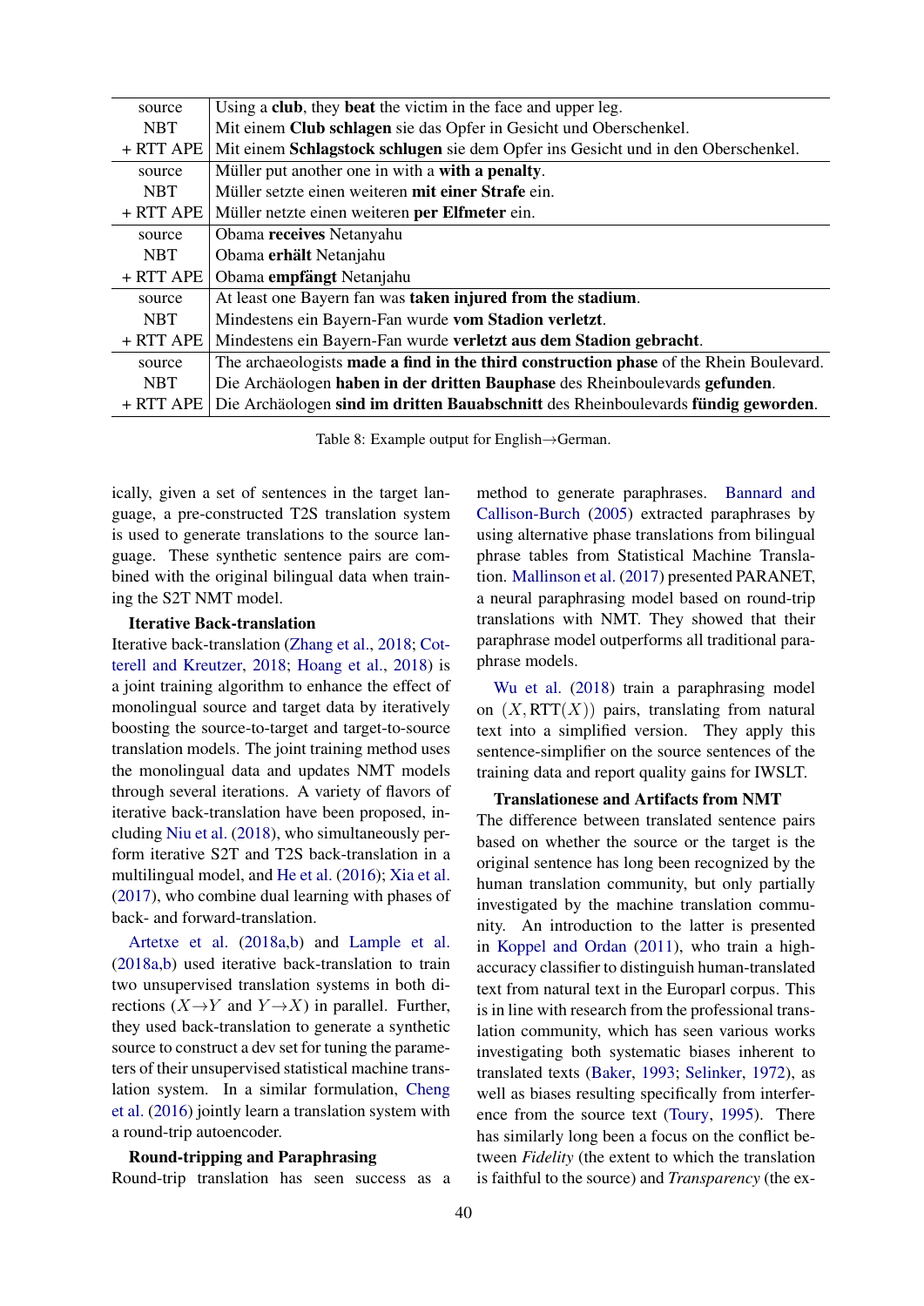| | |
|---|---|
| source | Using a **club**, they **beat** the victim in the face and upper leg. |
| NBT | Mit einem **Club schlagen** sie das Opfer in Gesicht und Oberschenkel. |
| + RTT APE | Mit einem **Schlagstock schlugen** sie dem Opfer ins Gesicht und in den Oberschenkel. |
| source | Müller put another one in with a **with a penalty**. |
| NBT | Müller setzte einen weiteren **mit einer Strafe** ein. |
| + RTT APE | Müller netzte einen weiteren **per Elfmeter** ein. |
| source | Obama **receives** Netanyahu |
| NBT | Obama **erhält** Netanjahu |
| + RTT APE | Obama **empfängt** Netanjahu |
| source | At least one Bayern fan was **taken injured from the stadium**. |
| NBT | Mindestens ein Bayern-Fan wurde **vom Stadion verletzt**. |
| + RTT APE | Mindestens ein Bayern-Fan wurde **verletzt aus dem Stadion gebracht**. |
| source | The archaeologists **made a find in the third construction phase** of the Rhein Boulevard. |
| NBT | Die Archäologen **haben in der dritten Bauphase** des Rheinboulevards **gefunden**. |
| + RTT APE | Die Archäologen **sind im dritten Bauabschnitt** des Rheinboulevards **fündig geworden**. |

Table 8: Example output for English→German.

ically, given a set of sentences in the target language, a pre-constructed T2S translation system is used to generate translations to the source language. These synthetic sentence pairs are combined with the original bilingual data when training the S2T NMT model.

**Iterative Back-translation**

Iterative back-translation (Zhang et al., 2018; Cotterell and Kreutzer, 2018; Hoang et al., 2018) is a joint training algorithm to enhance the effect of monolingual source and target data by iteratively boosting the source-to-target and target-to-source translation models. The joint training method uses the monolingual data and updates NMT models through several iterations. A variety of flavors of iterative back-translation have been proposed, including Niu et al. (2018), who simultaneously perform iterative S2T and T2S back-translation in a multilingual model, and He et al. (2016); Xia et al. (2017), who combine dual learning with phases of back- and forward-translation.

Artetxe et al. (2018a,b) and Lample et al. (2018a,b) used iterative back-translation to train two unsupervised translation systems in both directions ($X{\rightarrow}Y$ and $Y{\rightarrow}X$) in parallel. Further, they used back-translation to generate a synthetic source to construct a dev set for tuning the parameters of their unsupervised statistical machine translation system. In a similar formulation, Cheng et al. (2016) jointly learn a translation system with a round-trip autoencoder.

**Round-tripping and Paraphrasing**

Round-trip translation has seen success as a method to generate paraphrases. Bannard and Callison-Burch (2005) extracted paraphrases by using alternative phase translations from bilingual phrase tables from Statistical Machine Translation. Mallinson et al. (2017) presented PARANET, a neural paraphrasing model based on round-trip translations with NMT. They showed that their paraphrase model outperforms all traditional paraphrase models.

Wu et al. (2018) train a paraphrasing model on $(X, \text{RTT}(X))$ pairs, translating from natural text into a simplified version. They apply this sentence-simplifier on the source sentences of the training data and report quality gains for IWSLT.

**Translationese and Artifacts from NMT**

The difference between translated sentence pairs based on whether the source or the target is the original sentence has long been recognized by the human translation community, but only partially investigated by the machine translation community. An introduction to the latter is presented in Koppel and Ordan (2011), who train a high-accuracy classifier to distinguish human-translated text from natural text in the Europarl corpus. This is in line with research from the professional translation community, which has seen various works investigating both systematic biases inherent to translated texts (Baker, 1993; Selinker, 1972), as well as biases resulting specifically from interference from the source text (Toury, 1995). There has similarly long been a focus on the conflict between *Fidelity* (the extent to which the translation is faithful to the source) and *Transparency* (the ex-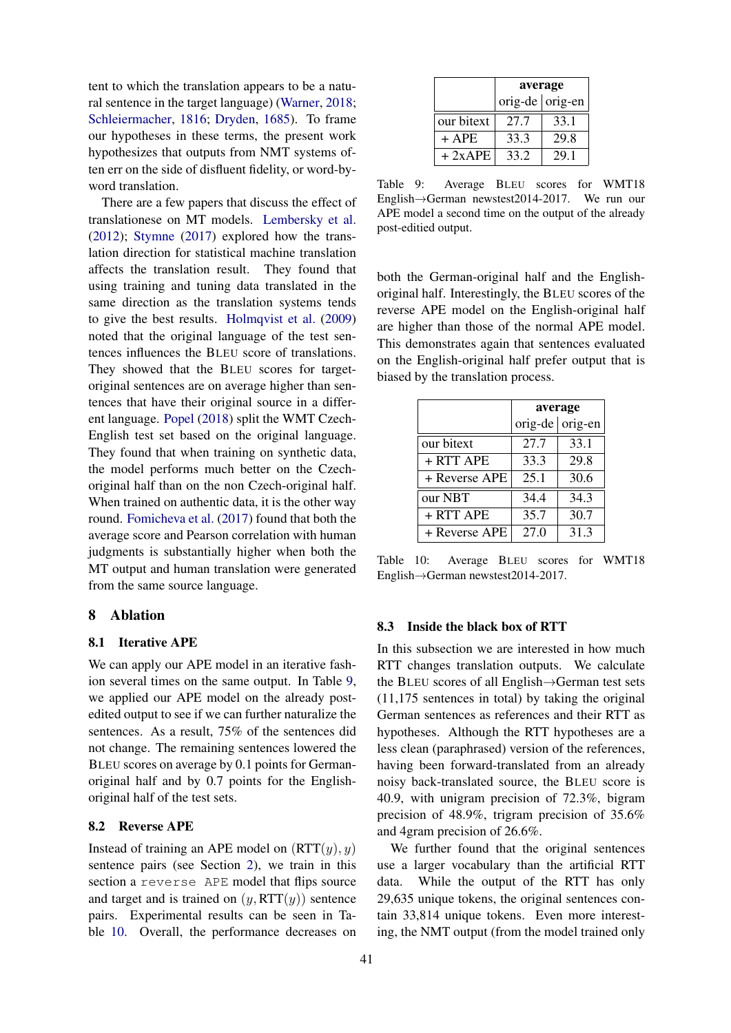tent to which the translation appears to be a natural sentence in the target language) (Warner, 2018; Schleiermacher, 1816; Dryden, 1685). To frame our hypotheses in these terms, the present work hypothesizes that outputs from NMT systems often err on the side of disfluent fidelity, or word-by-word translation.

There are a few papers that discuss the effect of translationese on MT models. Lembersky et al. (2012); Stymne (2017) explored how the translation direction for statistical machine translation affects the translation result. They found that using training and tuning data translated in the same direction as the translation systems tends to give the best results. Holmqvist et al. (2009) noted that the original language of the test sentences influences the BLEU score of translations. They showed that the BLEU scores for target-original sentences are on average higher than sentences that have their original source in a different language. Popel (2018) split the WMT Czech-English test set based on the original language. They found that when training on synthetic data, the model performs much better on the Czech-original half than on the non Czech-original half. When trained on authentic data, it is the other way round. Fomicheva et al. (2017) found that both the average score and Pearson correlation with human judgments is substantially higher when both the MT output and human translation were generated from the same source language.

## 8 Ablation

### 8.1 Iterative APE

We can apply our APE model in an iterative fashion several times on the same output. In Table 9, we applied our APE model on the already post-edited output to see if we can further naturalize the sentences. As a result, 75% of the sentences did not change. The remaining sentences lowered the BLEU scores on average by 0.1 points for German-original half and by 0.7 points for the English-original half of the test sets.

|  | average | |
|---|---|---|
|  | orig-de | orig-en |
| our bitext | 27.7 | 33.1 |
| + APE | 33.3 | 29.8 |
| + 2xAPE | 33.2 | 29.1 |

Table 9: Average BLEU scores for WMT18 English→German newstest2014-2017. We run our APE model a second time on the output of the already post-editied output.

### 8.2 Reverse APE

Instead of training an APE model on $(\text{RTT}(y), y)$ sentence pairs (see Section 2), we train in this section a `reverse APE` model that flips source and target and is trained on $(y, \text{RTT}(y))$ sentence pairs. Experimental results can be seen in Table 10. Overall, the performance decreases on both the German-original half and the English-original half. Interestingly, the BLEU scores of the reverse APE model on the English-original half are higher than those of the normal APE model. This demonstrates again that sentences evaluated on the English-original half prefer output that is biased by the translation process.

|  | average | |
|---|---|---|
|  | orig-de | orig-en |
| our bitext | 27.7 | 33.1 |
| + RTT APE | 33.3 | 29.8 |
| + Reverse APE | 25.1 | 30.6 |
| our NBT | 34.4 | 34.3 |
| + RTT APE | 35.7 | 30.7 |
| + Reverse APE | 27.0 | 31.3 |

Table 10: Average BLEU scores for WMT18 English→German newstest2014-2017.

### 8.3 Inside the black box of RTT

In this subsection we are interested in how much RTT changes translation outputs. We calculate the BLEU scores of all English→German test sets (11,175 sentences in total) by taking the original German sentences as references and their RTT as hypotheses. Although the RTT hypotheses are a less clean (paraphrased) version of the references, having been forward-translated from an already noisy back-translated source, the BLEU score is 40.9, with unigram precision of 72.3%, bigram precision of 48.9%, trigram precision of 35.6% and 4gram precision of 26.6%.

We further found that the original sentences use a larger vocabulary than the artificial RTT data. While the output of the RTT has only 29,635 unique tokens, the original sentences contain 33,814 unique tokens. Even more interesting, the NMT output (from the model trained only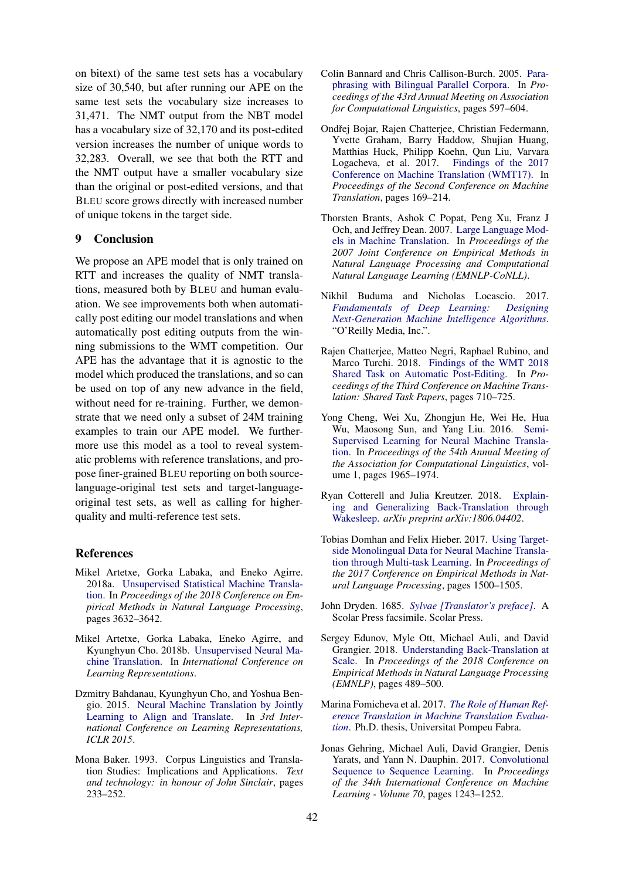on bitext) of the same test sets has a vocabulary size of 30,540, but after running our APE on the same test sets the vocabulary size increases to 31,471. The NMT output from the NBT model has a vocabulary size of 32,170 and its post-edited version increases the number of unique words to 32,283. Overall, we see that both the RTT and the NMT output have a smaller vocabulary size than the original or post-edited versions, and that BLEU score grows directly with increased number of unique tokens in the target side.

## 9 Conclusion

We propose an APE model that is only trained on RTT and increases the quality of NMT translations, measured both by BLEU and human evaluation. We see improvements both when automatically post editing our model translations and when automatically post editing outputs from the winning submissions to the WMT competition. Our APE has the advantage that it is agnostic to the model which produced the translations, and so can be used on top of any new advance in the field, without need for re-training. Further, we demonstrate that we need only a subset of 24M training examples to train our APE model. We furthermore use this model as a tool to reveal systematic problems with reference translations, and propose finer-grained BLEU reporting on both source-language-original test sets and target-language-original test sets, as well as calling for higher-quality and multi-reference test sets.

## References

Mikel Artetxe, Gorka Labaka, and Eneko Agirre. 2018a. Unsupervised Statistical Machine Translation. In *Proceedings of the 2018 Conference on Empirical Methods in Natural Language Processing*, pages 3632–3642.

Mikel Artetxe, Gorka Labaka, Eneko Agirre, and Kyunghyun Cho. 2018b. Unsupervised Neural Machine Translation. In *International Conference on Learning Representations*.

Dzmitry Bahdanau, Kyunghyun Cho, and Yoshua Bengio. 2015. Neural Machine Translation by Jointly Learning to Align and Translate. In *3rd International Conference on Learning Representations, ICLR 2015*.

Mona Baker. 1993. Corpus Linguistics and Translation Studies: Implications and Applications. *Text and technology: in honour of John Sinclair*, pages 233–252.

Colin Bannard and Chris Callison-Burch. 2005. Paraphrasing with Bilingual Parallel Corpora. In *Proceedings of the 43rd Annual Meeting on Association for Computational Linguistics*, pages 597–604.

Ondřej Bojar, Rajen Chatterjee, Christian Federmann, Yvette Graham, Barry Haddow, Shujian Huang, Matthias Huck, Philipp Koehn, Qun Liu, Varvara Logacheva, et al. 2017. Findings of the 2017 Conference on Machine Translation (WMT17). In *Proceedings of the Second Conference on Machine Translation*, pages 169–214.

Thorsten Brants, Ashok C Popat, Peng Xu, Franz J Och, and Jeffrey Dean. 2007. Large Language Models in Machine Translation. In *Proceedings of the 2007 Joint Conference on Empirical Methods in Natural Language Processing and Computational Natural Language Learning (EMNLP-CoNLL)*.

Nikhil Buduma and Nicholas Locascio. 2017. *Fundamentals of Deep Learning: Designing Next-Generation Machine Intelligence Algorithms*. "O'Reilly Media, Inc.".

Rajen Chatterjee, Matteo Negri, Raphael Rubino, and Marco Turchi. 2018. Findings of the WMT 2018 Shared Task on Automatic Post-Editing. In *Proceedings of the Third Conference on Machine Translation: Shared Task Papers*, pages 710–725.

Yong Cheng, Wei Xu, Zhongjun He, Wei He, Hua Wu, Maosong Sun, and Yang Liu. 2016. Semi-Supervised Learning for Neural Machine Translation. In *Proceedings of the 54th Annual Meeting of the Association for Computational Linguistics*, volume 1, pages 1965–1974.

Ryan Cotterell and Julia Kreutzer. 2018. Explaining and Generalizing Back-Translation through Wakesleep. *arXiv preprint arXiv:1806.04402*.

Tobias Domhan and Felix Hieber. 2017. Using Target-side Monolingual Data for Neural Machine Translation through Multi-task Learning. In *Proceedings of the 2017 Conference on Empirical Methods in Natural Language Processing*, pages 1500–1505.

John Dryden. 1685. *Sylvae [Translator's preface]*. A Scolar Press facsimile. Scolar Press.

Sergey Edunov, Myle Ott, Michael Auli, and David Grangier. 2018. Understanding Back-Translation at Scale. In *Proceedings of the 2018 Conference on Empirical Methods in Natural Language Processing (EMNLP)*, pages 489–500.

Marina Fomicheva et al. 2017. *The Role of Human Reference Translation in Machine Translation Evaluation*. Ph.D. thesis, Universitat Pompeu Fabra.

Jonas Gehring, Michael Auli, David Grangier, Denis Yarats, and Yann N. Dauphin. 2017. Convolutional Sequence to Sequence Learning. In *Proceedings of the 34th International Conference on Machine Learning - Volume 70*, pages 1243–1252.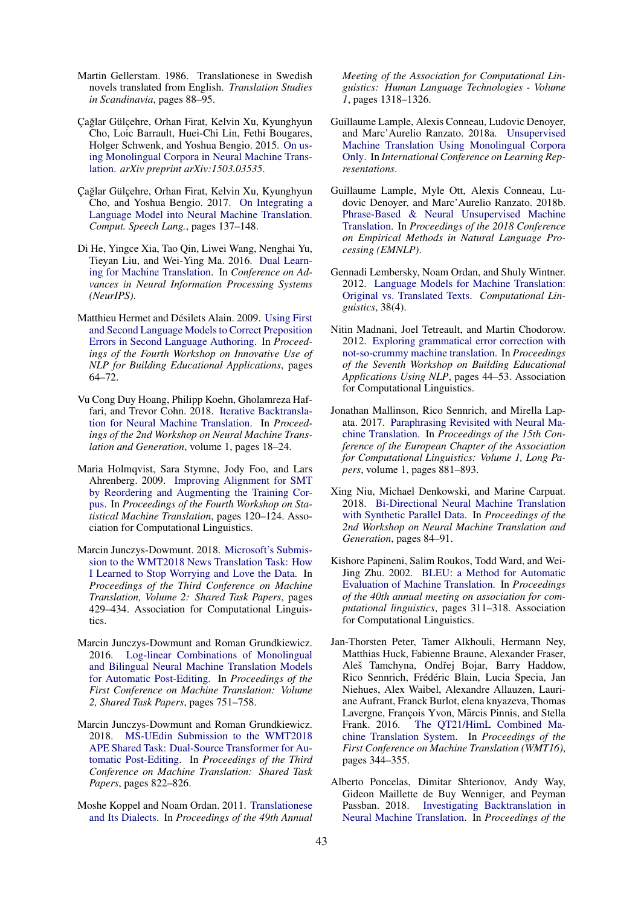Martin Gellerstam. 1986. Translationese in Swedish novels translated from English. *Translation Studies in Scandinavia*, pages 88–95.

Çağlar Gülçehre, Orhan Firat, Kelvin Xu, Kyunghyun Cho, Loic Barrault, Huei-Chi Lin, Fethi Bougares, Holger Schwenk, and Yoshua Bengio. 2015. On using Monolingual Corpora in Neural Machine Translation. *arXiv preprint arXiv:1503.03535*.

Çağlar Gülçehre, Orhan Firat, Kelvin Xu, Kyunghyun Cho, and Yoshua Bengio. 2017. On Integrating a Language Model into Neural Machine Translation. *Comput. Speech Lang.*, pages 137–148.

Di He, Yingce Xia, Tao Qin, Liwei Wang, Nenghai Yu, Tieyan Liu, and Wei-Ying Ma. 2016. Dual Learning for Machine Translation. In *Conference on Advances in Neural Information Processing Systems (NeurIPS)*.

Matthieu Hermet and Désilets Alain. 2009. Using First and Second Language Models to Correct Preposition Errors in Second Language Authoring. In *Proceedings of the Fourth Workshop on Innovative Use of NLP for Building Educational Applications*, pages 64–72.

Vu Cong Duy Hoang, Philipp Koehn, Gholamreza Haffari, and Trevor Cohn. 2018. Iterative Backtranslation for Neural Machine Translation. In *Proceedings of the 2nd Workshop on Neural Machine Translation and Generation*, volume 1, pages 18–24.

Maria Holmqvist, Sara Stymne, Jody Foo, and Lars Ahrenberg. 2009. Improving Alignment for SMT by Reordering and Augmenting the Training Corpus. In *Proceedings of the Fourth Workshop on Statistical Machine Translation*, pages 120–124. Association for Computational Linguistics.

Marcin Junczys-Dowmunt. 2018. Microsoft's Submission to the WMT2018 News Translation Task: How I Learned to Stop Worrying and Love the Data. In *Proceedings of the Third Conference on Machine Translation, Volume 2: Shared Task Papers*, pages 429–434. Association for Computational Linguistics.

Marcin Junczys-Dowmunt and Roman Grundkiewicz. 2016. Log-linear Combinations of Monolingual and Bilingual Neural Machine Translation Models for Automatic Post-Editing. In *Proceedings of the First Conference on Machine Translation: Volume 2, Shared Task Papers*, pages 751–758.

Marcin Junczys-Dowmunt and Roman Grundkiewicz. 2018. MS-UEdin Submission to the WMT2018 APE Shared Task: Dual-Source Transformer for Automatic Post-Editing. In *Proceedings of the Third Conference on Machine Translation: Shared Task Papers*, pages 822–826.

Moshe Koppel and Noam Ordan. 2011. Translationese and Its Dialects. In *Proceedings of the 49th Annual Meeting of the Association for Computational Linguistics: Human Language Technologies - Volume 1*, pages 1318–1326.

Guillaume Lample, Alexis Conneau, Ludovic Denoyer, and Marc'Aurelio Ranzato. 2018a. Unsupervised Machine Translation Using Monolingual Corpora Only. In *International Conference on Learning Representations*.

Guillaume Lample, Myle Ott, Alexis Conneau, Ludovic Denoyer, and Marc'Aurelio Ranzato. 2018b. Phrase-Based & Neural Unsupervised Machine Translation. In *Proceedings of the 2018 Conference on Empirical Methods in Natural Language Processing (EMNLP)*.

Gennadi Lembersky, Noam Ordan, and Shuly Wintner. 2012. Language Models for Machine Translation: Original vs. Translated Texts. *Computational Linguistics*, 38(4).

Nitin Madnani, Joel Tetreault, and Martin Chodorow. 2012. Exploring grammatical error correction with not-so-crummy machine translation. In *Proceedings of the Seventh Workshop on Building Educational Applications Using NLP*, pages 44–53. Association for Computational Linguistics.

Jonathan Mallinson, Rico Sennrich, and Mirella Lapata. 2017. Paraphrasing Revisited with Neural Machine Translation. In *Proceedings of the 15th Conference of the European Chapter of the Association for Computational Linguistics: Volume 1, Long Papers*, volume 1, pages 881–893.

Xing Niu, Michael Denkowski, and Marine Carpuat. 2018. Bi-Directional Neural Machine Translation with Synthetic Parallel Data. In *Proceedings of the 2nd Workshop on Neural Machine Translation and Generation*, pages 84–91.

Kishore Papineni, Salim Roukos, Todd Ward, and Wei-Jing Zhu. 2002. BLEU: a Method for Automatic Evaluation of Machine Translation. In *Proceedings of the 40th annual meeting on association for computational linguistics*, pages 311–318. Association for Computational Linguistics.

Jan-Thorsten Peter, Tamer Alkhouli, Hermann Ney, Matthias Huck, Fabienne Braune, Alexander Fraser, Aleš Tamchyna, Ondřej Bojar, Barry Haddow, Rico Sennrich, Frédéric Blain, Lucia Specia, Jan Niehues, Alex Waibel, Alexandre Allauzen, Lauriane Aufrant, Franck Burlot, elena knyazeva, Thomas Lavergne, François Yvon, Mārcis Pinnis, and Stella Frank. 2016. The QT21/HimL Combined Machine Translation System. In *Proceedings of the First Conference on Machine Translation (WMT16)*, pages 344–355.

Alberto Poncelas, Dimitar Shterionov, Andy Way, Gideon Maillette de Buy Wenniger, and Peyman Passban. 2018. Investigating Backtranslation in Neural Machine Translation. In *Proceedings of the*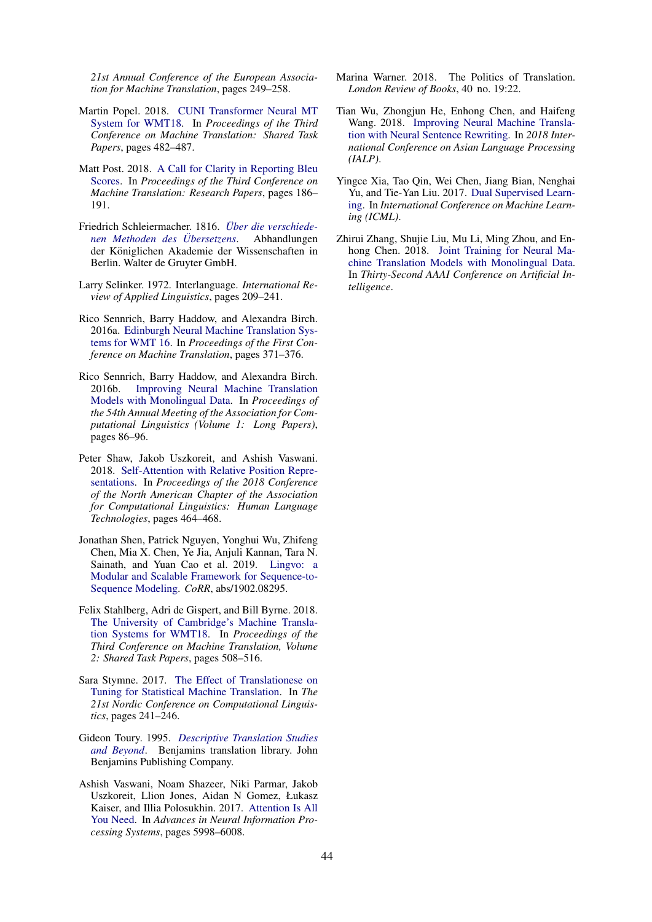21st Annual Conference of the European Association for Machine Translation, pages 249–258.

Martin Popel. 2018. CUNI Transformer Neural MT System for WMT18. In *Proceedings of the Third Conference on Machine Translation: Shared Task Papers*, pages 482–487.

Matt Post. 2018. A Call for Clarity in Reporting Bleu Scores. In *Proceedings of the Third Conference on Machine Translation: Research Papers*, pages 186–191.

Friedrich Schleiermacher. 1816. *Über die verschiedenen Methoden des Übersetzens*. Abhandlungen der Königlichen Akademie der Wissenschaften in Berlin. Walter de Gruyter GmbH.

Larry Selinker. 1972. Interlanguage. *International Review of Applied Linguistics*, pages 209–241.

Rico Sennrich, Barry Haddow, and Alexandra Birch. 2016a. Edinburgh Neural Machine Translation Systems for WMT 16. In *Proceedings of the First Conference on Machine Translation*, pages 371–376.

Rico Sennrich, Barry Haddow, and Alexandra Birch. 2016b. Improving Neural Machine Translation Models with Monolingual Data. In *Proceedings of the 54th Annual Meeting of the Association for Computational Linguistics (Volume 1: Long Papers)*, pages 86–96.

Peter Shaw, Jakob Uszkoreit, and Ashish Vaswani. 2018. Self-Attention with Relative Position Representations. In *Proceedings of the 2018 Conference of the North American Chapter of the Association for Computational Linguistics: Human Language Technologies*, pages 464–468.

Jonathan Shen, Patrick Nguyen, Yonghui Wu, Zhifeng Chen, Mia X. Chen, Ye Jia, Anjuli Kannan, Tara N. Sainath, and Yuan Cao et al. 2019. Lingvo: a Modular and Scalable Framework for Sequence-to-Sequence Modeling. *CoRR*, abs/1902.08295.

Felix Stahlberg, Adri de Gispert, and Bill Byrne. 2018. The University of Cambridge's Machine Translation Systems for WMT18. In *Proceedings of the Third Conference on Machine Translation, Volume 2: Shared Task Papers*, pages 508–516.

Sara Stymne. 2017. The Effect of Translationese on Tuning for Statistical Machine Translation. In *The 21st Nordic Conference on Computational Linguistics*, pages 241–246.

Gideon Toury. 1995. *Descriptive Translation Studies and Beyond*. Benjamins translation library. John Benjamins Publishing Company.

Ashish Vaswani, Noam Shazeer, Niki Parmar, Jakob Uszkoreit, Llion Jones, Aidan N Gomez, Łukasz Kaiser, and Illia Polosukhin. 2017. Attention Is All You Need. In *Advances in Neural Information Processing Systems*, pages 5998–6008.

Marina Warner. 2018. The Politics of Translation. *London Review of Books*, 40 no. 19:22.

Tian Wu, Zhongjun He, Enhong Chen, and Haifeng Wang. 2018. Improving Neural Machine Translation with Neural Sentence Rewriting. In *2018 International Conference on Asian Language Processing (IALP)*.

Yingce Xia, Tao Qin, Wei Chen, Jiang Bian, Nenghai Yu, and Tie-Yan Liu. 2017. Dual Supervised Learning. In *International Conference on Machine Learning (ICML)*.

Zhirui Zhang, Shujie Liu, Mu Li, Ming Zhou, and Enhong Chen. 2018. Joint Training for Neural Machine Translation Models with Monolingual Data. In *Thirty-Second AAAI Conference on Artificial Intelligence*.